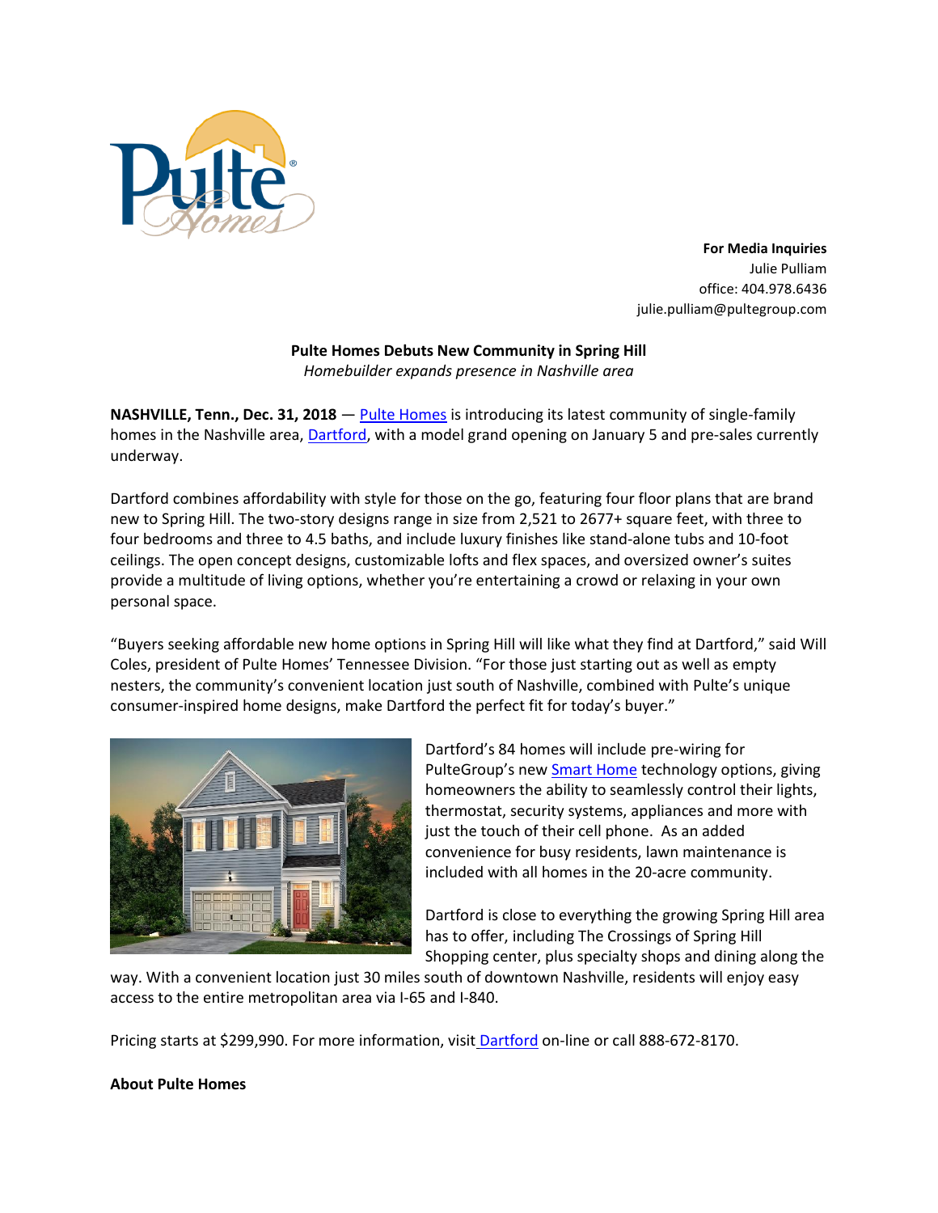**For Media Inquiries**
Julie Pulliam
office: 404.978.6436
julie.pulliam@pultegroup.com

**Pulte Homes Debuts New Community in Spring Hill**
*Homebuilder expands presence in Nashville area*

**NASHVILLE, Tenn., Dec. 31, 2018** — Pulte Homes is introducing its latest community of single-family homes in the Nashville area, Dartford, with a model grand opening on January 5 and pre-sales currently underway.

Dartford combines affordability with style for those on the go, featuring four floor plans that are brand new to Spring Hill. The two-story designs range in size from 2,521 to 2677+ square feet, with three to four bedrooms and three to 4.5 baths, and include luxury finishes like stand-alone tubs and 10-foot ceilings. The open concept designs, customizable lofts and flex spaces, and oversized owner's suites provide a multitude of living options, whether you're entertaining a crowd or relaxing in your own personal space.

"Buyers seeking affordable new home options in Spring Hill will like what they find at Dartford," said Will Coles, president of Pulte Homes' Tennessee Division. "For those just starting out as well as empty nesters, the community's convenient location just south of Nashville, combined with Pulte's unique consumer-inspired home designs, make Dartford the perfect fit for today's buyer."

Dartford's 84 homes will include pre-wiring for PulteGroup's new Smart Home technology options, giving homeowners the ability to seamlessly control their lights, thermostat, security systems, appliances and more with just the touch of their cell phone. As an added convenience for busy residents, lawn maintenance is included with all homes in the 20-acre community.

Dartford is close to everything the growing Spring Hill area has to offer, including The Crossings of Spring Hill Shopping center, plus specialty shops and dining along the way. With a convenient location just 30 miles south of downtown Nashville, residents will enjoy easy access to the entire metropolitan area via I-65 and I-840.

Pricing starts at $299,990. For more information, visit Dartford on-line or call 888-672-8170.

**About Pulte Homes**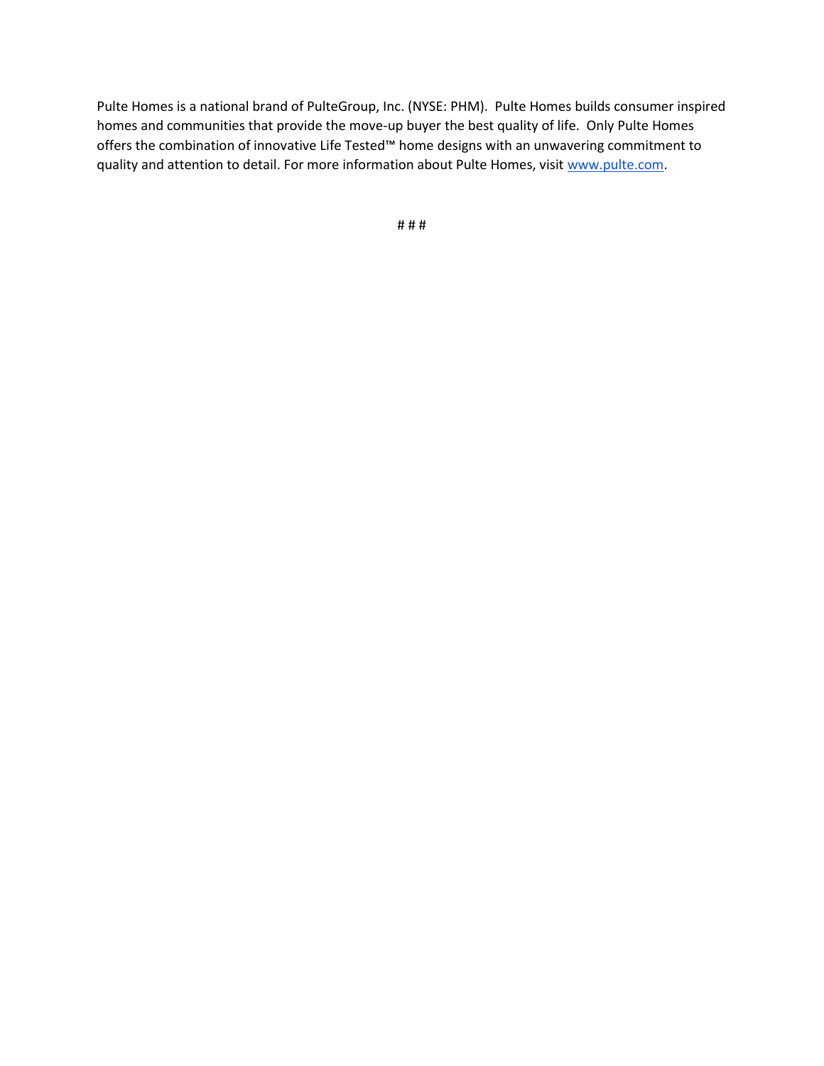Pulte Homes is a national brand of PulteGroup, Inc. (NYSE: PHM). Pulte Homes builds consumer inspired homes and communities that provide the move-up buyer the best quality of life. Only Pulte Homes offers the combination of innovative Life Tested™ home designs with an unwavering commitment to quality and attention to detail. For more information about Pulte Homes, visit www.pulte.com.

# # #